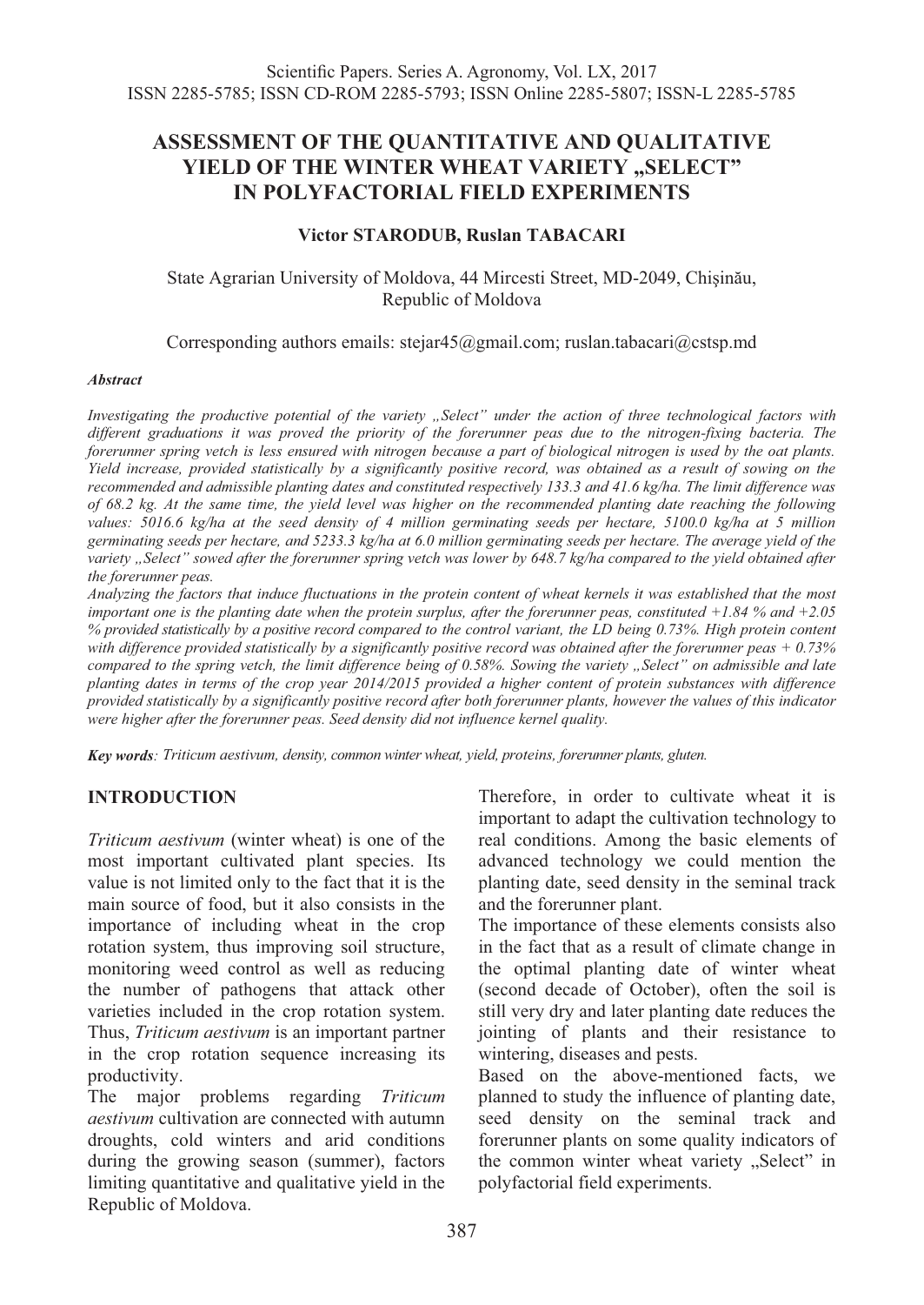# ASSESSMENT OF THE QUANTITATIVE AND QUALITATIVE YIELD OF THE WINTER WHEAT VARIETY „SELECT" IN POLYFACTORIAL FIELD EXPERIMENTS

**Victor STARODUB, Ruslan TABACARI**

State Agrarian University of Moldova, 44 Mircesti Street, MD-2049, Chişinău, Republic of Moldova

Corresponding authors emails: stejar45@gmail.com; ruslan.tabacari@cstsp.md

***Abstract***

*Investigating the productive potential of the variety „Select" under the action of three technological factors with different graduations it was proved the priority of the forerunner peas due to the nitrogen-fixing bacteria. The forerunner spring vetch is less ensured with nitrogen because a part of biological nitrogen is used by the oat plants. Yield increase, provided statistically by a significantly positive record, was obtained as a result of sowing on the recommended and admissible planting dates and constituted respectively 133.3 and 41.6 kg/ha. The limit difference was of 68.2 kg. At the same time, the yield level was higher on the recommended planting date reaching the following values: 5016.6 kg/ha at the seed density of 4 million germinating seeds per hectare, 5100.0 kg/ha at 5 million germinating seeds per hectare, and 5233.3 kg/ha at 6.0 million germinating seeds per hectare. The average yield of the variety „Select" sowed after the forerunner spring vetch was lower by 648.7 kg/ha compared to the yield obtained after the forerunner peas.*

*Analyzing the factors that induce fluctuations in the protein content of wheat kernels it was established that the most important one is the planting date when the protein surplus, after the forerunner peas, constituted +1.84 % and +2.05 % provided statistically by a positive record compared to the control variant, the LD being 0.73%. High protein content with difference provided statistically by a significantly positive record was obtained after the forerunner peas + 0.73% compared to the spring vetch, the limit difference being of 0.58%. Sowing the variety „Select" on admissible and late planting dates in terms of the crop year 2014/2015 provided a higher content of protein substances with difference provided statistically by a significantly positive record after both forerunner plants, however the values of this indicator were higher after the forerunner peas. Seed density did not influence kernel quality.*

***Key words**: Triticum aestivum, density, common winter wheat, yield, proteins, forerunner plants, gluten.*

## INTRODUCTION

*Triticum aestivum* (winter wheat) is one of the most important cultivated plant species. Its value is not limited only to the fact that it is the main source of food, but it also consists in the importance of including wheat in the crop rotation system, thus improving soil structure, monitoring weed control as well as reducing the number of pathogens that attack other varieties included in the crop rotation system. Thus, *Triticum aestivum* is an important partner in the crop rotation sequence increasing its productivity.

The major problems regarding *Triticum aestivum* cultivation are connected with autumn droughts, cold winters and arid conditions during the growing season (summer), factors limiting quantitative and qualitative yield in the Republic of Moldova.

Therefore, in order to cultivate wheat it is important to adapt the cultivation technology to real conditions. Among the basic elements of advanced technology we could mention the planting date, seed density in the seminal track and the forerunner plant.

The importance of these elements consists also in the fact that as a result of climate change in the optimal planting date of winter wheat (second decade of October), often the soil is still very dry and later planting date reduces the jointing of plants and their resistance to wintering, diseases and pests.

Based on the above-mentioned facts, we planned to study the influence of planting date, seed density on the seminal track and forerunner plants on some quality indicators of the common winter wheat variety „Select" in polyfactorial field experiments.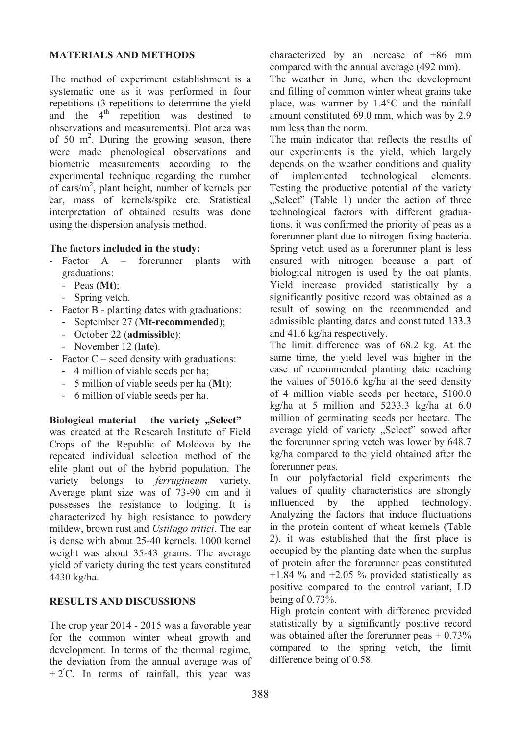## MATERIALS AND METHODS

The method of experiment establishment is a systematic one as it was performed in four repetitions (3 repetitions to determine the yield and the 4[th] repetition was destined to observations and measurements). Plot area was of 50 $m^2$. During the growing season, there were made phenological observations and biometric measurements according to the experimental technique regarding the number of ears/$m^2$, plant height, number of kernels per ear, mass of kernels/spike etc. Statistical interpretation of obtained results was done using the dispersion analysis method.

### The factors included in the study:

- Factor A – forerunner plants with graduations:
  - Peas **(Mt)**;
  - Spring vetch.
- Factor B - planting dates with graduations:
  - September 27 (**Mt-recommended**);
  - October 22 (**admissible**);
  - November 12 (**late**).
- Factor C – seed density with graduations:
  - 4 million of viable seeds per ha;
  - 5 million of viable seeds per ha (**Mt**);
  - 6 million of viable seeds per ha.

**Biological material – the variety „Select" –** was created at the Research Institute of Field Crops of the Republic of Moldova by the repeated individual selection method of the elite plant out of the hybrid population. The variety belongs to *ferrugineum* variety. Average plant size was of 73-90 cm and it possesses the resistance to lodging. It is characterized by high resistance to powdery mildew, brown rust and *Ustilago tritici*. The ear is dense with about 25-40 kernels. 1000 kernel weight was about 35-43 grams. The average yield of variety during the test years constituted 4430 kg/ha.

## RESULTS AND DISCUSSIONS

The crop year 2014 - 2015 was a favorable year for the common winter wheat growth and development. In terms of the thermal regime, the deviation from the annual average was of + 2°C. In terms of rainfall, this year was characterized by an increase of +86 mm compared with the annual average (492 mm).

The weather in June, when the development and filling of common winter wheat grains take place, was warmer by 1.4°C and the rainfall amount constituted 69.0 mm, which was by 2.9 mm less than the norm.

The main indicator that reflects the results of our experiments is the yield, which largely depends on the weather conditions and quality of implemented technological elements. Testing the productive potential of the variety „Select" (Table 1) under the action of three technological factors with different graduations, it was confirmed the priority of peas as a forerunner plant due to nitrogen-fixing bacteria. Spring vetch used as a forerunner plant is less ensured with nitrogen because a part of biological nitrogen is used by the oat plants. Yield increase provided statistically by a significantly positive record was obtained as a result of sowing on the recommended and admissible planting dates and constituted 133.3 and 41.6 kg/ha respectively.

The limit difference was of 68.2 kg. At the same time, the yield level was higher in the case of recommended planting date reaching the values of 5016.6 kg/ha at the seed density of 4 million viable seeds per hectare, 5100.0 kg/ha at 5 million and 5233.3 kg/ha at 6.0 million of germinating seeds per hectare. The average yield of variety „Select" sowed after the forerunner spring vetch was lower by 648.7 kg/ha compared to the yield obtained after the forerunner peas.

In our polyfactorial field experiments the values of quality characteristics are strongly influenced by the applied technology. Analyzing the factors that induce fluctuations in the protein content of wheat kernels (Table 2), it was established that the first place is occupied by the planting date when the surplus of protein after the forerunner peas constituted +1.84 % and +2.05 % provided statistically as positive compared to the control variant, LD being of 0.73%.

High protein content with difference provided statistically by a significantly positive record was obtained after the forerunner peas + 0.73% compared to the spring vetch, the limit difference being of 0.58.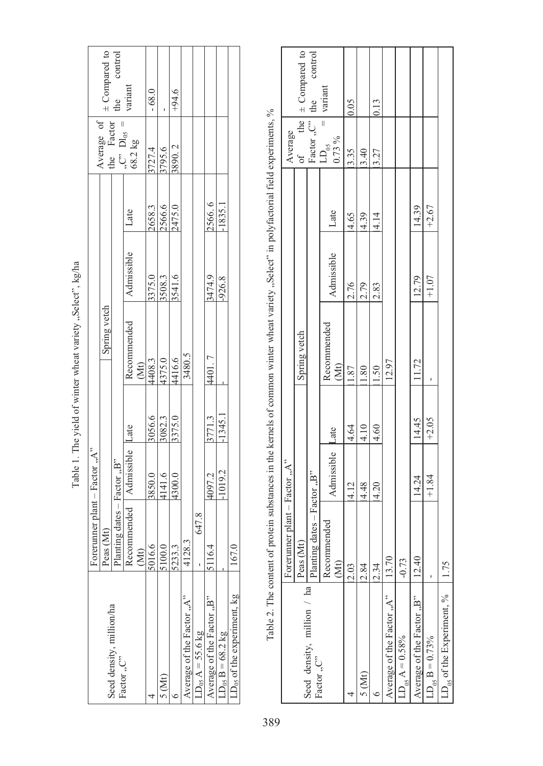Table 1. The yield of winter wheat variety „Select", kg/ha

| Seed density, million/ha Factor „C" | Forerunner plant – Factor „A" | | | | | | Average of the Factor „C" $Dl_{05}$ = 68.2 kg | ± Compared to the control variant |
|---|---|---|---|---|---|---|---|---|
| | Peas (Mt) | | | Spring vetch | | | | |
| | Planting dates – Factor „B" | | | | | | | |
| | Recommended (Mt) | Admissible | Late | Recommended (Mt) | Admissible | Late | | |
| 4 | 5016.6 | 3850.0 | 3056.6 | 4408.3 | 3375.0 | 2658.3 | 3727.4 | - 68.0 |
| 5 (Mt) | 5100.0 | 4141.6 | 3082.3 | 4375.0 | 3508.3 | 2566.6 | 3795.6 | - |
| 6 | 5233.3 | 4300.0 | 3375.0 | 4416.6 | 3541.6 | 2475.0 | 3890. 2 | +94.6 |
| Average of the Factor „A" | 4128.3 | | | 3480.5 | | | | |
| $LD_{05}$ A = 55.6 kg | - 647.8 | | | | | | | |
| Average of the Factor „B" | 5116.4 | 4097.2 | 3771.3 | 4401. 7 | 3474.9 | 2566. 6 | | |
| $LD_{05}$ B = 68.2 kg | - | -1019.2 | -1345.1 | - | -926.8 | -1835.1 | | |
| $LD_{05}$ of the experiment, kg | 167.0 | | | | | | | |

Table 2. The content of protein substances in the kernels of common winter wheat variety „Select" in polyfactorial field experiments, %

| Seed density, million / ha Factor „C" | Forerunner plant – Factor „A" | | | | | | Average of the Factor „C" $LD_{05}$ = 0.73 % | ± Compared to the control variant |
|---|---|---|---|---|---|---|---|---|
| | Peas (Mt) | | | Spring vetch | | | | |
| | Planting dates – Factor „B" | | | | | | | |
| | Recommended (Mt) | Admissible | Late | Recommended (Mt) | Admissible | Late | | |
| 4 | 2.03 | 4.12 | 4.64 | 1.87 | 2.76 | 4.65 | 3.35 | 0.05 |
| 5 (Mt) | 2.84 | 4.48 | 4.10 | 1.80 | 2.79 | 4.39 | 3.40 | |
| 6 | 2.34 | 4.20 | 4.60 | 1.50 | 2.83 | 4.14 | 3.27 | 0.13 |
| Average of the Factor „A" | 13.70 | | | 12.97 | | | | |
| $LD_{05}$ A = 0.58% | -0.73 | | | | | | | |
| Average of the Factor „B" | 12.40 | 14.24 | 14.45 | 11.72 | 12.79 | 14.39 | | |
| $LD_{05}$ B = 0.73% | - | +1.84 | +2.05 | - | +1.07 | +2.67 | | |
| $LD_{05}$ of the Experiment, % | 1.75 | | | | | | | |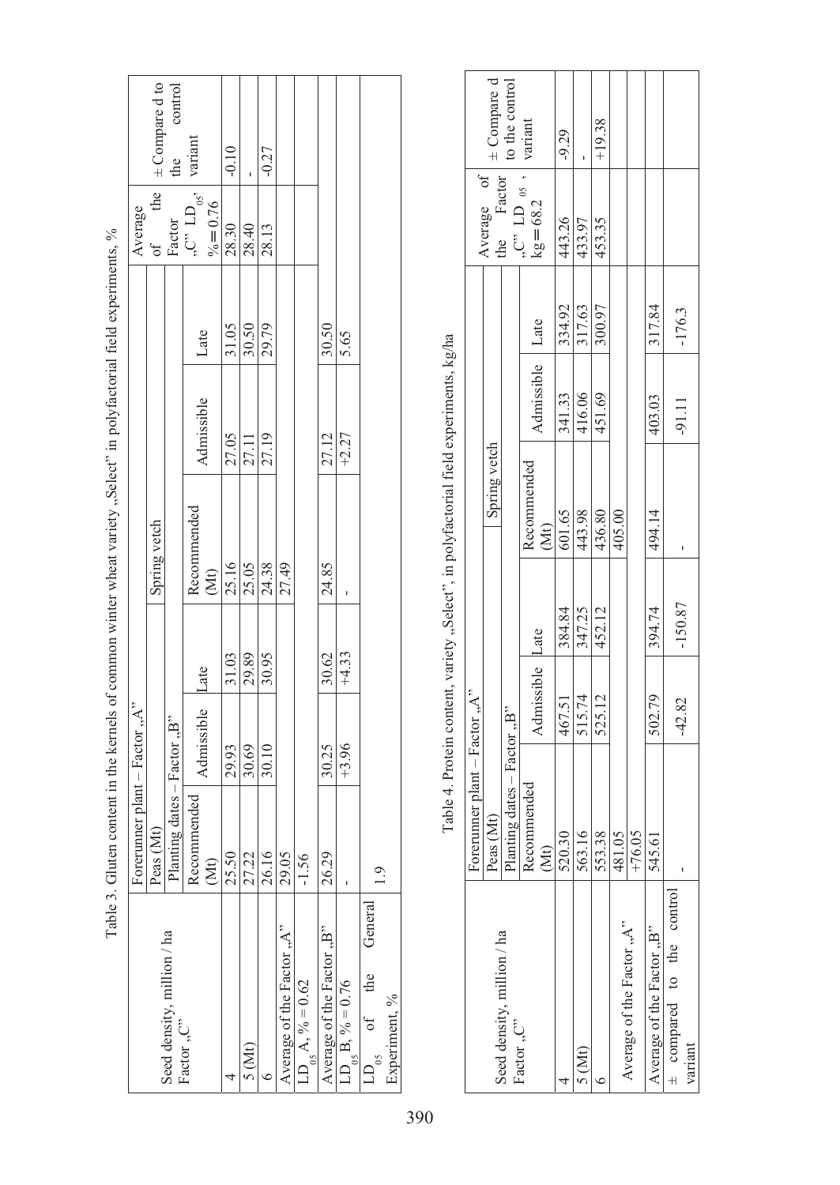Table 3. Gluten content in the kernels of common winter wheat variety „Select" in polyfactorial field experiments, %

| Seed density, million / ha Factor „C" | Forerunner plant – Factor „A" | | | | | | Average of the Factor „C" $LD_{05}$, % = 0.76 | ± Compare d to the control variant |
|---|---|---|---|---|---|---|---|---|
| | Peas (Mt) | | | Spring vetch | | | | |
| | Planting dates – Factor „B" | | | | | | | |
| | Recommended (Mt) | Admissible | Late | Recommended (Mt) | Admissible | Late | | |
| 4 | 25.50 | 29.93 | 31.03 | 25.16 | 27.05 | 31.05 | 28.30 | -0.10 |
| 5 (Mt) | 27.22 | 30.69 | 29.89 | 25.05 | 27.11 | 30.50 | 28.40 | - |
| 6 | 26.16 | 30.10 | 30.95 | 24.38 | 27.19 | 29.79 | 28.13 | -0.27 |
| Average of the Factor „A" | 29.05 | | | 27.49 | | | | |
| $LD_{05}$ A, % = 0.62 | -1.56 | | | | | | | |
| Average of the Factor „B" | 26.29 | 30.25 | 30.62 | 24.85 | 27.12 | 30.50 | | |
| $LD_{05}$ B, % = 0.76 | - | +3.96 | +4.33 | - | +2.27 | 5.65 | | |
| $LD_{05}$ of the General Experiment, % | 1.9 | | | | | | | |

Table 4. Protein content, variety „Select", in polyfactorial field experiments, kg/ha

| Seed density, million / ha Factor „C" | Forerunner plant – Factor „A" | | | | | | Average of the Factor „C" $LD_{05}$, kg = 68.2 | ± Compare d to the control variant |
|---|---|---|---|---|---|---|---|---|
| | Peas (Mt) | | | Spring vetch | | | | |
| | Planting dates – Factor „B" | | | | | | | |
| | Recommended (Mt) | Admissible | Late | Recommended (Mt) | Admissible | Late | | |
| 4 | 520.30 | 467.51 | 384.84 | 601.65 | 341.33 | 334.92 | 443.26 | -9.29 |
| 5 (Mt) | 563.16 | 515.74 | 347.25 | 443.98 | 416.06 | 317.63 | 433.97 | - |
| 6 | 553.38 | 525.12 | 452.12 | 436.80 | 451.69 | 300.97 | 453.35 | +19.38 |
| Average of the Factor „A" | 481.05 | | | 405.00 | | | | |
| | +76.05 | | | | | | | |
| Average of the Factor „B" | 545.61 | 502.79 | 394.74 | 494.14 | 403.03 | 317.84 | | |
| ± compared to the control variant | - | -42.82 | -150.87 | - | -91.11 | -176.3 | | |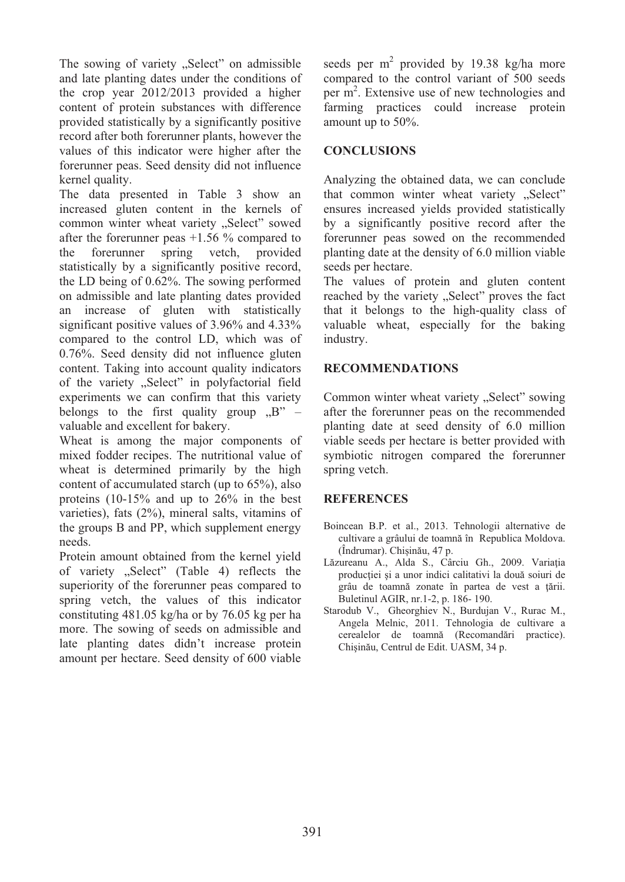The sowing of variety „Select" on admissible and late planting dates under the conditions of the crop year 2012/2013 provided a higher content of protein substances with difference provided statistically by a significantly positive record after both forerunner plants, however the values of this indicator were higher after the forerunner peas. Seed density did not influence kernel quality.

The data presented in Table 3 show an increased gluten content in the kernels of common winter wheat variety „Select" sowed after the forerunner peas +1.56 % compared to the forerunner spring vetch, provided statistically by a significantly positive record, the LD being of 0.62%. The sowing performed on admissible and late planting dates provided an increase of gluten with statistically significant positive values of 3.96% and 4.33% compared to the control LD, which was of 0.76%. Seed density did not influence gluten content. Taking into account quality indicators of the variety „Select" in polyfactorial field experiments we can confirm that this variety belongs to the first quality group „B" – valuable and excellent for bakery.

Wheat is among the major components of mixed fodder recipes. The nutritional value of wheat is determined primarily by the high content of accumulated starch (up to 65%), also proteins (10-15% and up to 26% in the best varieties), fats (2%), mineral salts, vitamins of the groups B and PP, which supplement energy needs.

Protein amount obtained from the kernel yield of variety „Select" (Table 4) reflects the superiority of the forerunner peas compared to spring vetch, the values of this indicator constituting 481.05 kg/ha or by 76.05 kg per ha more. The sowing of seeds on admissible and late planting dates didn't increase protein amount per hectare. Seed density of 600 viable seeds per $m^2$ provided by 19.38 kg/ha more compared to the control variant of 500 seeds per $m^2$. Extensive use of new technologies and farming practices could increase protein amount up to 50%.

## CONCLUSIONS

Analyzing the obtained data, we can conclude that common winter wheat variety „Select" ensures increased yields provided statistically by a significantly positive record after the forerunner peas sowed on the recommended planting date at the density of 6.0 million viable seeds per hectare.

The values of protein and gluten content reached by the variety „Select" proves the fact that it belongs to the high-quality class of valuable wheat, especially for the baking industry.

## RECOMMENDATIONS

Common winter wheat variety „Select" sowing after the forerunner peas on the recommended planting date at seed density of 6.0 million viable seeds per hectare is better provided with symbiotic nitrogen compared the forerunner spring vetch.

## REFERENCES

Boincean B.P. et al., 2013. Tehnologii alternative de cultivare a grâului de toamnă în Republica Moldova. (Îndrumar). Chişinău, 47 p.

Lăzureanu A., Alda S., Cârciu Gh., 2009. Variaţia producţiei şi a unor indici calitativi la două soiuri de grâu de toamnă zonate în partea de vest a ţării. Buletinul AGIR, nr.1-2, p. 186- 190.

Starodub V., Gheorghiev N., Burdujan V., Rurac M., Angela Melnic, 2011. Tehnologia de cultivare a cerealelor de toamnă (Recomandări practice). Chişinău, Centrul de Edit. UASM, 34 p.